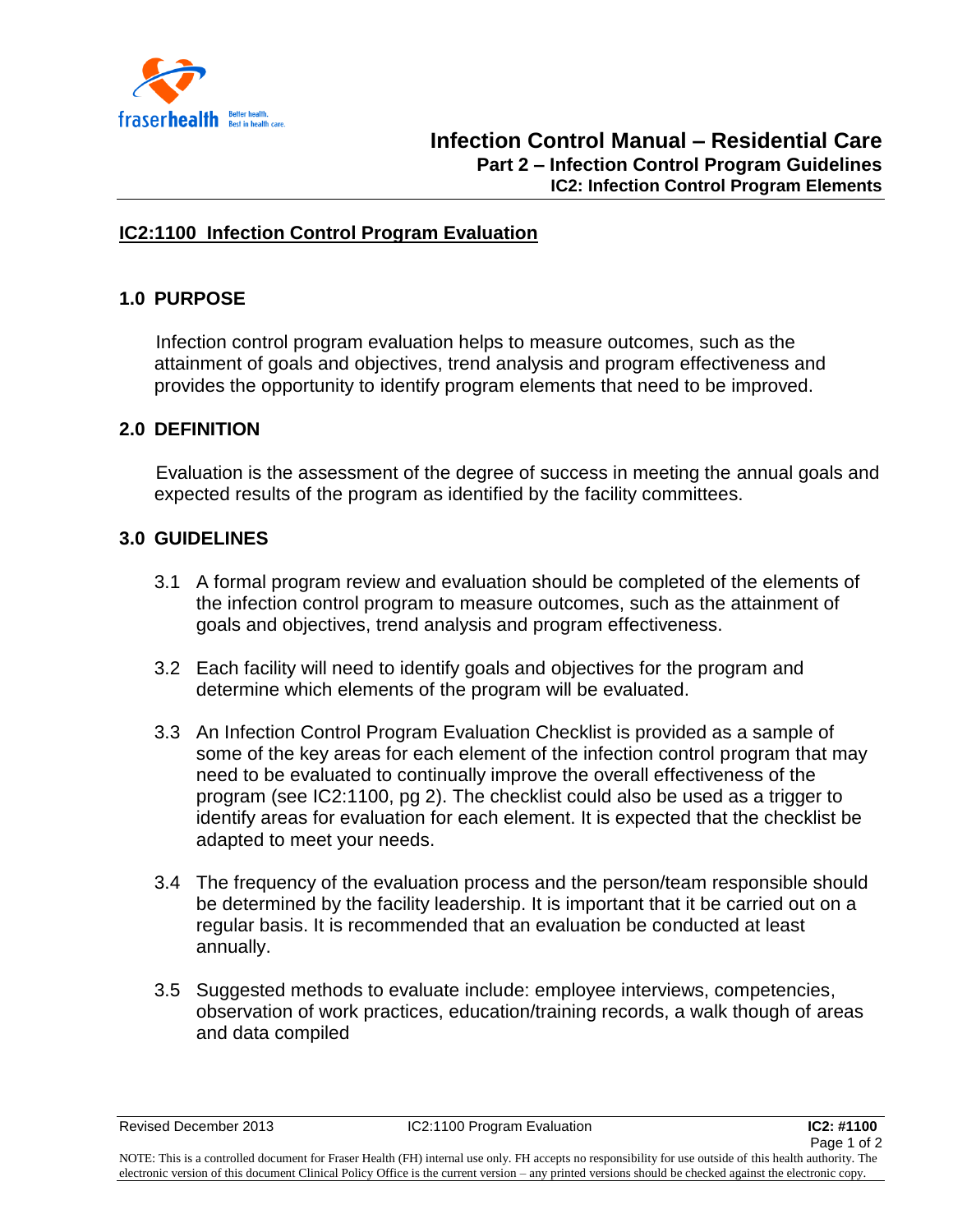# Infection Control Manual – Residential Care

## Part 2 – Infection Control Program Guidelines

### IC2: Infection Control Program Elements

**IC2:1100 Infection Control Program Evaluation**

## 1.0 PURPOSE

Infection control program evaluation helps to measure outcomes, such as the attainment of goals and objectives, trend analysis and program effectiveness and provides the opportunity to identify program elements that need to be improved.

## 2.0 DEFINITION

Evaluation is the assessment of the degree of success in meeting the annual goals and expected results of the program as identified by the facility committees.

## 3.0 GUIDELINES

3.1 A formal program review and evaluation should be completed of the elements of the infection control program to measure outcomes, such as the attainment of goals and objectives, trend analysis and program effectiveness.

3.2 Each facility will need to identify goals and objectives for the program and determine which elements of the program will be evaluated.

3.3 An Infection Control Program Evaluation Checklist is provided as a sample of some of the key areas for each element of the infection control program that may need to be evaluated to continually improve the overall effectiveness of the program (see IC2:1100, pg 2). The checklist could also be used as a trigger to identify areas for evaluation for each element. It is expected that the checklist be adapted to meet your needs.

3.4 The frequency of the evaluation process and the person/team responsible should be determined by the facility leadership. It is important that it be carried out on a regular basis. It is recommended that an evaluation be conducted at least annually.

3.5 Suggested methods to evaluate include: employee interviews, competencies, observation of work practices, education/training records, a walk though of areas and data compiled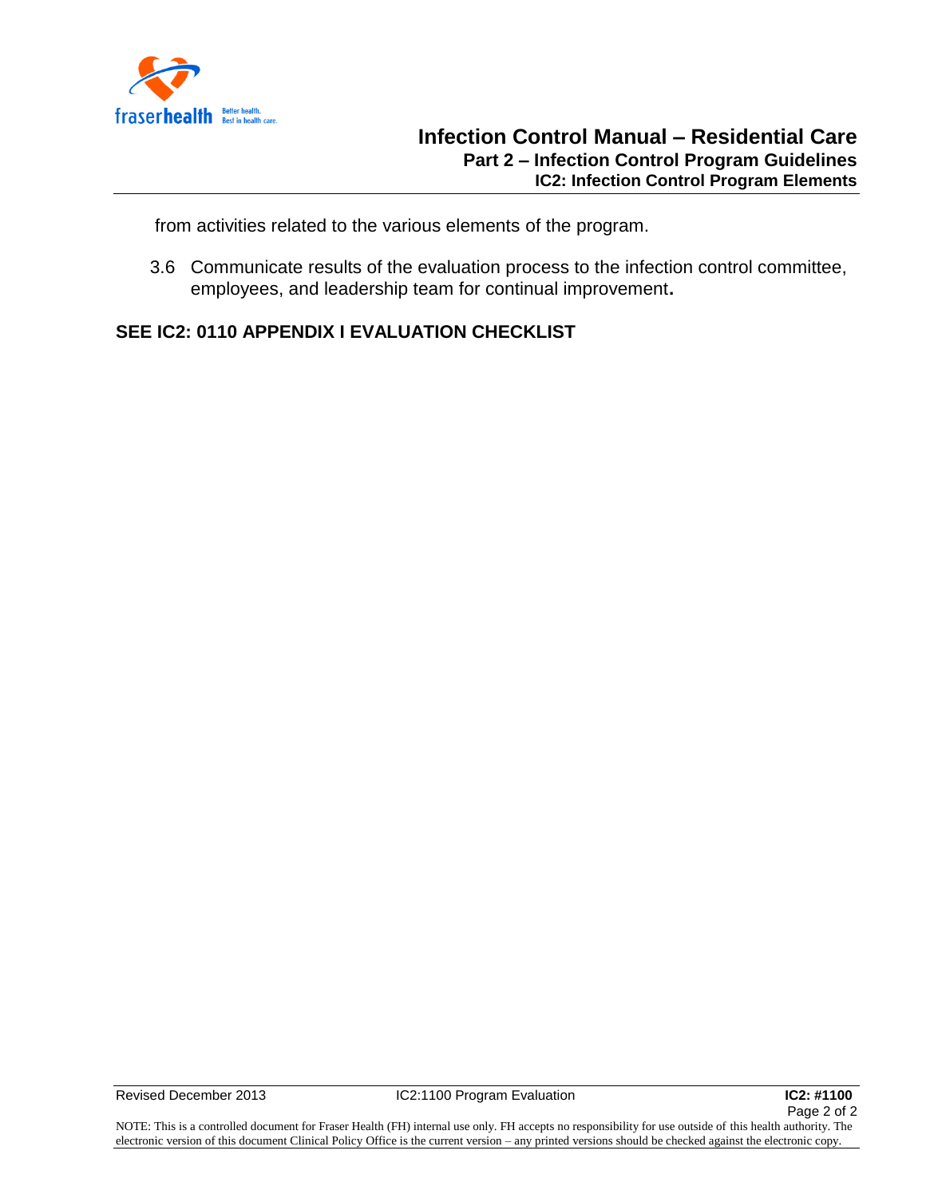from activities related to the various elements of the program.

3.6 Communicate results of the evaluation process to the infection control committee, employees, and leadership team for continual improvement**.**

**SEE IC2: 0110 APPENDIX I EVALUATION CHECKLIST**